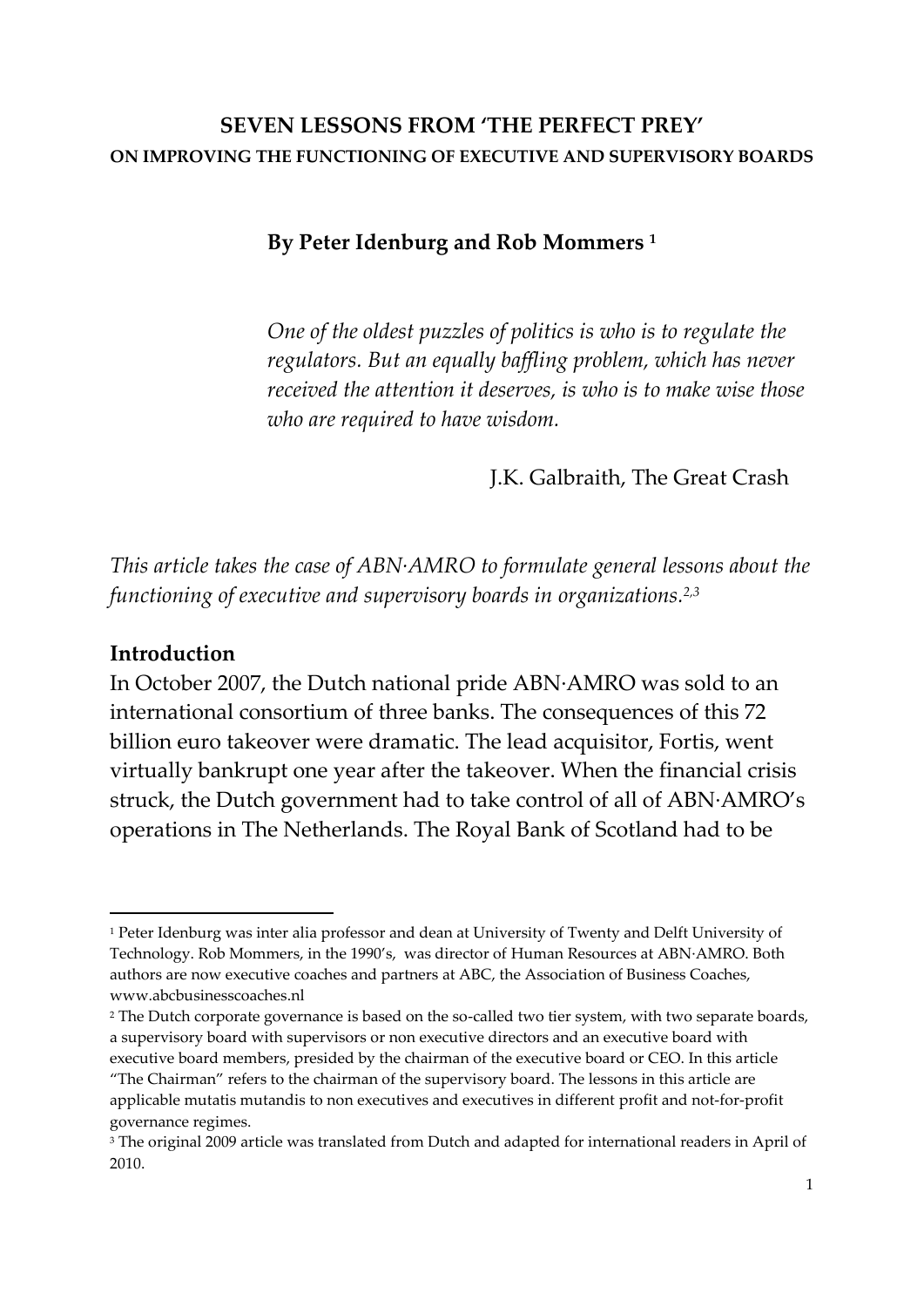# SEVEN LESSONS FROM 'THE PERFECT PREY'

## ON IMPROVING THE FUNCTIONING OF EXECUTIVE AND SUPERVISORY BOARDS

**By Peter Idenburg and Rob Mommers [1]**

> *One of the oldest puzzles of politics is who is to regulate the regulators. But an equally baffling problem, which has never received the attention it deserves, is who is to make wise those who are required to have wisdom.*
>
> J.K. Galbraith, The Great Crash

*This article takes the case of ABN·AMRO to formulate general lessons about the functioning of executive and supervisory boards in organizations.[2,3]*

**Introduction**

In October 2007, the Dutch national pride ABN·AMRO was sold to an international consortium of three banks. The consequences of this 72 billion euro takeover were dramatic. The lead acquisitor, Fortis, went virtually bankrupt one year after the takeover. When the financial crisis struck, the Dutch government had to take control of all of ABN·AMRO's operations in The Netherlands. The Royal Bank of Scotland had to be

---

[1] Peter Idenburg was inter alia professor and dean at University of Twenty and Delft University of Technology. Rob Mommers, in the 1990's, was director of Human Resources at ABN·AMRO. Both authors are now executive coaches and partners at ABC, the Association of Business Coaches, www.abcbusinesscoaches.nl

[2] The Dutch corporate governance is based on the so-called two tier system, with two separate boards, a supervisory board with supervisors or non executive directors and an executive board with executive board members, presided by the chairman of the executive board or CEO. In this article "The Chairman" refers to the chairman of the supervisory board. The lessons in this article are applicable mutatis mutandis to non executives and executives in different profit and not-for-profit governance regimes.

[3] The original 2009 article was translated from Dutch and adapted for international readers in April of 2010.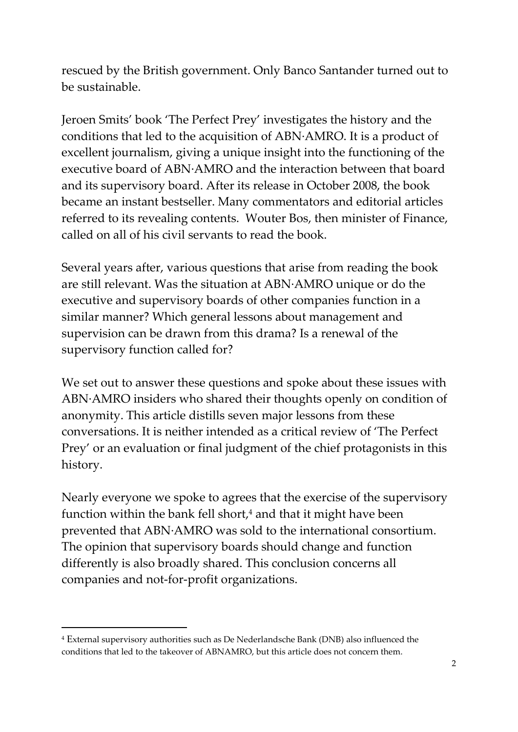rescued by the British government. Only Banco Santander turned out to be sustainable.

Jeroen Smits' book 'The Perfect Prey' investigates the history and the conditions that led to the acquisition of ABN·AMRO. It is a product of excellent journalism, giving a unique insight into the functioning of the executive board of ABN·AMRO and the interaction between that board and its supervisory board. After its release in October 2008, the book became an instant bestseller. Many commentators and editorial articles referred to its revealing contents. Wouter Bos, then minister of Finance, called on all of his civil servants to read the book.

Several years after, various questions that arise from reading the book are still relevant. Was the situation at ABN·AMRO unique or do the executive and supervisory boards of other companies function in a similar manner? Which general lessons about management and supervision can be drawn from this drama? Is a renewal of the supervisory function called for?

We set out to answer these questions and spoke about these issues with ABN·AMRO insiders who shared their thoughts openly on condition of anonymity. This article distills seven major lessons from these conversations. It is neither intended as a critical review of 'The Perfect Prey' or an evaluation or final judgment of the chief protagonists in this history.

Nearly everyone we spoke to agrees that the exercise of the supervisory function within the bank fell short,[4] and that it might have been prevented that ABN·AMRO was sold to the international consortium. The opinion that supervisory boards should change and function differently is also broadly shared. This conclusion concerns all companies and not-for-profit organizations.

---

[4] External supervisory authorities such as De Nederlandsche Bank (DNB) also influenced the conditions that led to the takeover of ABNAMRO, but this article does not concern them.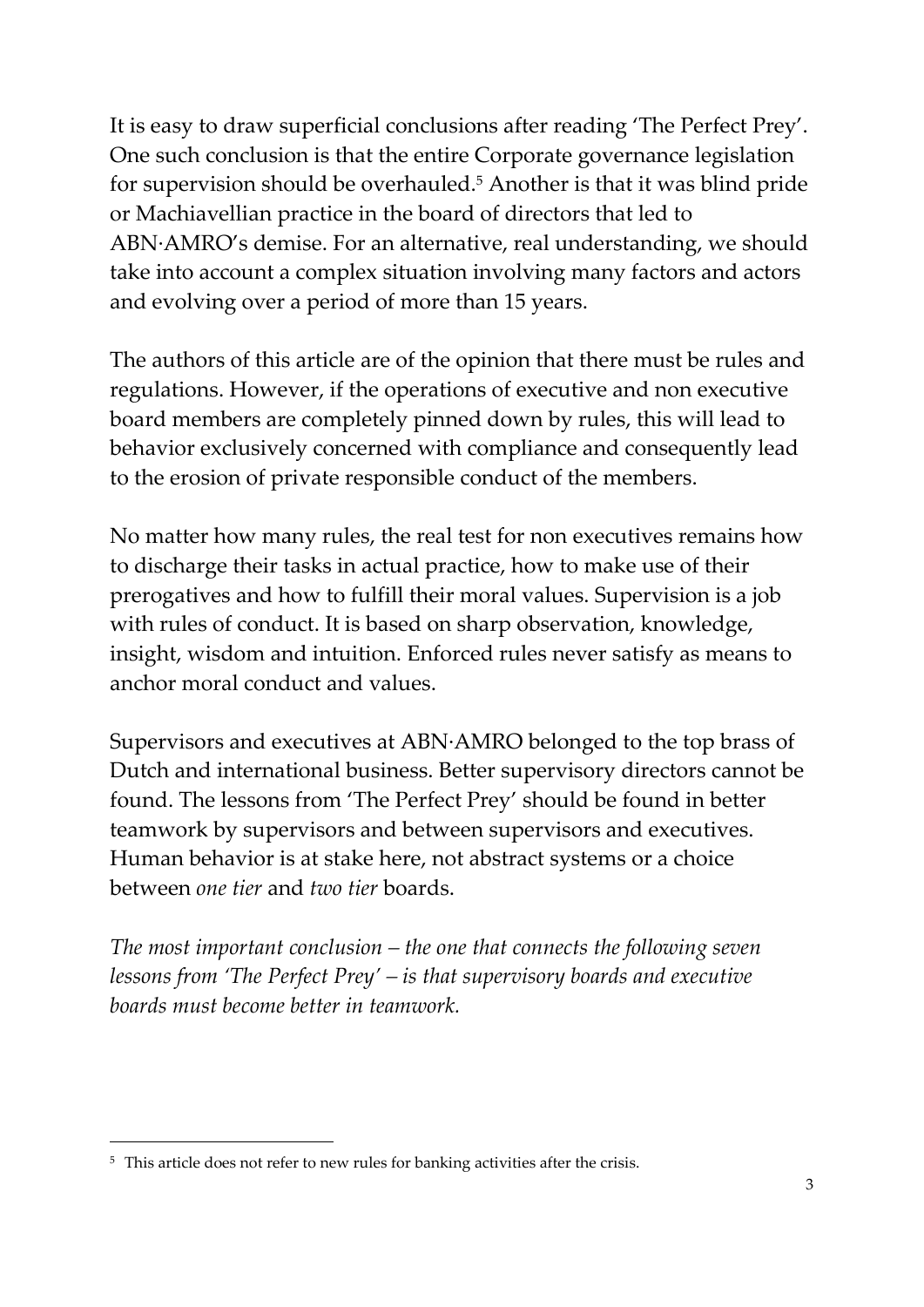It is easy to draw superficial conclusions after reading 'The Perfect Prey'. One such conclusion is that the entire Corporate governance legislation for supervision should be overhauled.[5] Another is that it was blind pride or Machiavellian practice in the board of directors that led to ABN·AMRO's demise. For an alternative, real understanding, we should take into account a complex situation involving many factors and actors and evolving over a period of more than 15 years.

The authors of this article are of the opinion that there must be rules and regulations. However, if the operations of executive and non executive board members are completely pinned down by rules, this will lead to behavior exclusively concerned with compliance and consequently lead to the erosion of private responsible conduct of the members.

No matter how many rules, the real test for non executives remains how to discharge their tasks in actual practice, how to make use of their prerogatives and how to fulfill their moral values. Supervision is a job with rules of conduct. It is based on sharp observation, knowledge, insight, wisdom and intuition. Enforced rules never satisfy as means to anchor moral conduct and values.

Supervisors and executives at ABN·AMRO belonged to the top brass of Dutch and international business. Better supervisory directors cannot be found. The lessons from 'The Perfect Prey' should be found in better teamwork by supervisors and between supervisors and executives. Human behavior is at stake here, not abstract systems or a choice between *one tier* and *two tier* boards.

*The most important conclusion – the one that connects the following seven lessons from 'The Perfect Prey' – is that supervisory boards and executive boards must become better in teamwork.*

---

[5] This article does not refer to new rules for banking activities after the crisis.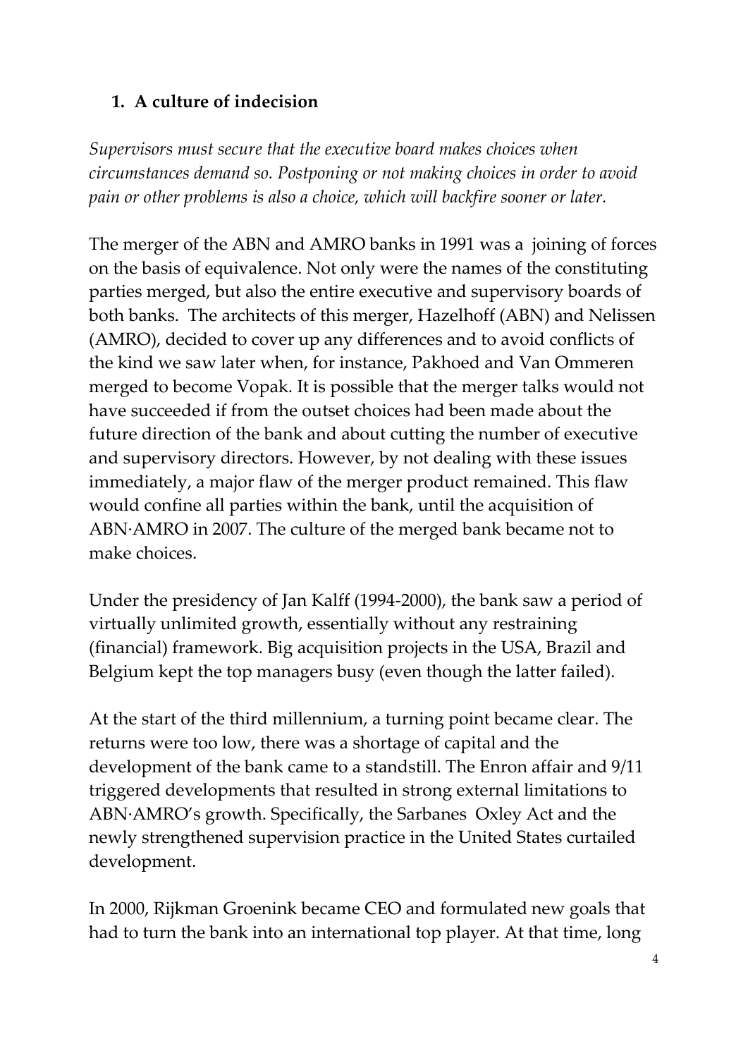## 1. A culture of indecision

*Supervisors must secure that the executive board makes choices when circumstances demand so. Postponing or not making choices in order to avoid pain or other problems is also a choice, which will backfire sooner or later.*

The merger of the ABN and AMRO banks in 1991 was a joining of forces on the basis of equivalence. Not only were the names of the constituting parties merged, but also the entire executive and supervisory boards of both banks. The architects of this merger, Hazelhoff (ABN) and Nelissen (AMRO), decided to cover up any differences and to avoid conflicts of the kind we saw later when, for instance, Pakhoed and Van Ommeren merged to become Vopak. It is possible that the merger talks would not have succeeded if from the outset choices had been made about the future direction of the bank and about cutting the number of executive and supervisory directors. However, by not dealing with these issues immediately, a major flaw of the merger product remained. This flaw would confine all parties within the bank, until the acquisition of ABN·AMRO in 2007. The culture of the merged bank became not to make choices.

Under the presidency of Jan Kalff (1994-2000), the bank saw a period of virtually unlimited growth, essentially without any restraining (financial) framework. Big acquisition projects in the USA, Brazil and Belgium kept the top managers busy (even though the latter failed).

At the start of the third millennium, a turning point became clear. The returns were too low, there was a shortage of capital and the development of the bank came to a standstill. The Enron affair and 9/11 triggered developments that resulted in strong external limitations to ABN·AMRO's growth. Specifically, the Sarbanes Oxley Act and the newly strengthened supervision practice in the United States curtailed development.

In 2000, Rijkman Groenink became CEO and formulated new goals that had to turn the bank into an international top player. At that time, long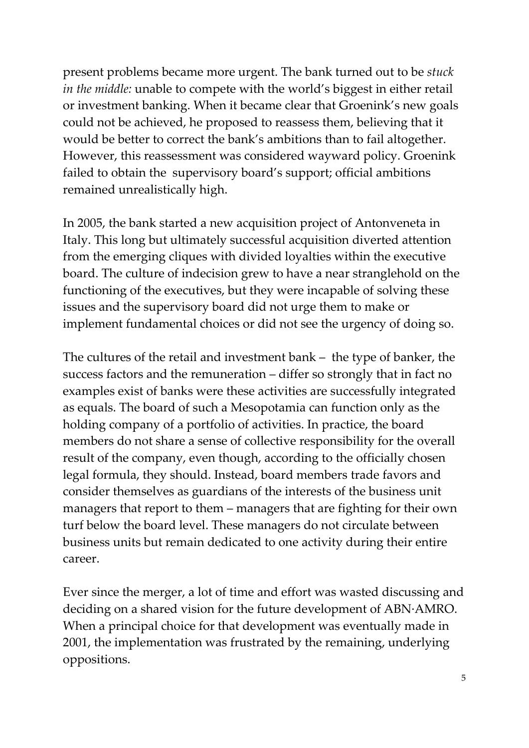present problems became more urgent. The bank turned out to be *stuck in the middle:* unable to compete with the world's biggest in either retail or investment banking. When it became clear that Groenink's new goals could not be achieved, he proposed to reassess them, believing that it would be better to correct the bank's ambitions than to fail altogether. However, this reassessment was considered wayward policy. Groenink failed to obtain the supervisory board's support; official ambitions remained unrealistically high.

In 2005, the bank started a new acquisition project of Antonveneta in Italy. This long but ultimately successful acquisition diverted attention from the emerging cliques with divided loyalties within the executive board. The culture of indecision grew to have a near stranglehold on the functioning of the executives, but they were incapable of solving these issues and the supervisory board did not urge them to make or implement fundamental choices or did not see the urgency of doing so.

The cultures of the retail and investment bank – the type of banker, the success factors and the remuneration – differ so strongly that in fact no examples exist of banks were these activities are successfully integrated as equals. The board of such a Mesopotamia can function only as the holding company of a portfolio of activities. In practice, the board members do not share a sense of collective responsibility for the overall result of the company, even though, according to the officially chosen legal formula, they should. Instead, board members trade favors and consider themselves as guardians of the interests of the business unit managers that report to them – managers that are fighting for their own turf below the board level. These managers do not circulate between business units but remain dedicated to one activity during their entire career.

Ever since the merger, a lot of time and effort was wasted discussing and deciding on a shared vision for the future development of ABN·AMRO. When a principal choice for that development was eventually made in 2001, the implementation was frustrated by the remaining, underlying oppositions.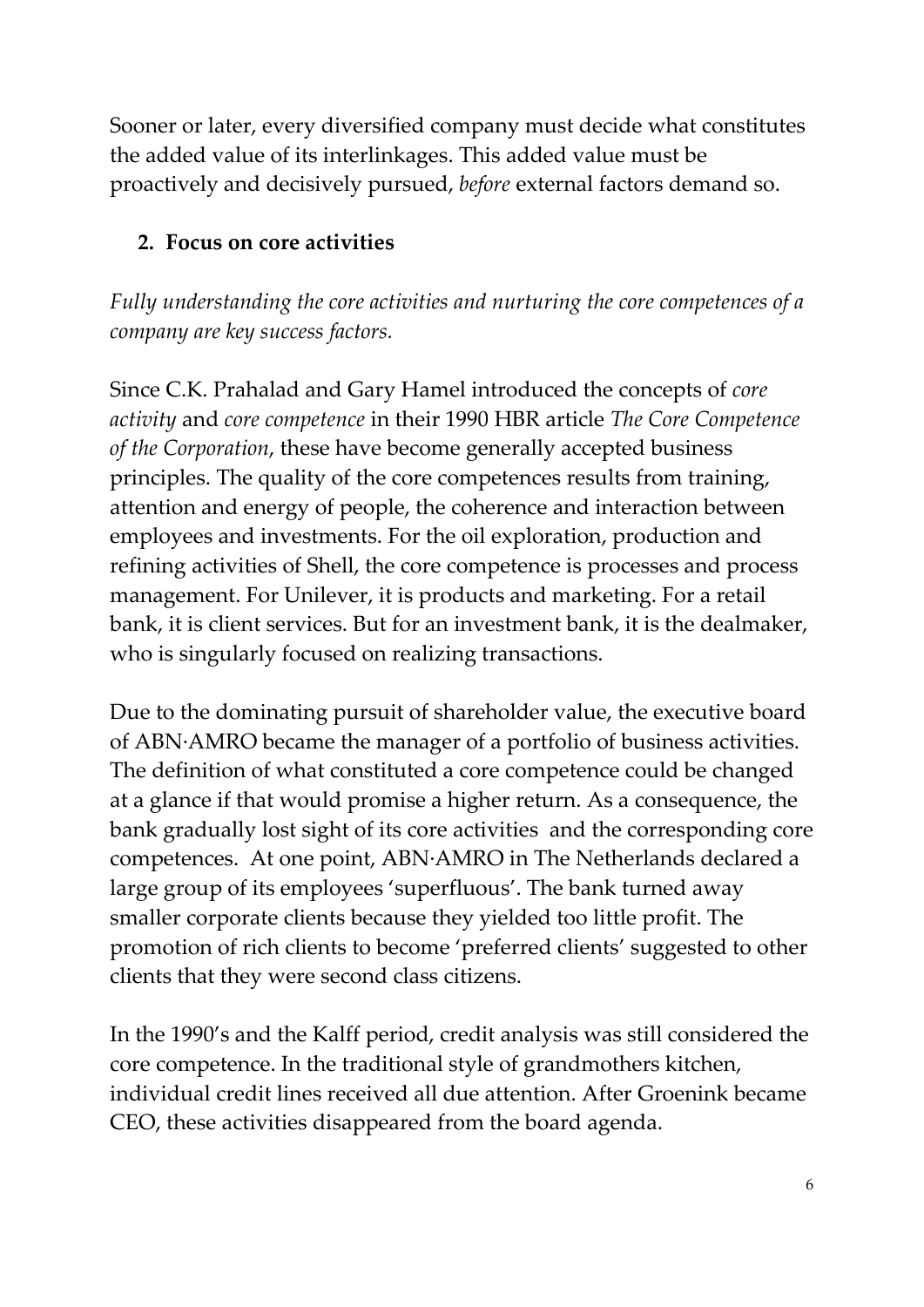Sooner or later, every diversified company must decide what constitutes the added value of its interlinkages. This added value must be proactively and decisively pursued, *before* external factors demand so.

## 2. Focus on core activities

*Fully understanding the core activities and nurturing the core competences of a company are key success factors.*

Since C.K. Prahalad and Gary Hamel introduced the concepts of *core activity* and *core competence* in their 1990 HBR article *The Core Competence of the Corporation*, these have become generally accepted business principles. The quality of the core competences results from training, attention and energy of people, the coherence and interaction between employees and investments. For the oil exploration, production and refining activities of Shell, the core competence is processes and process management. For Unilever, it is products and marketing. For a retail bank, it is client services. But for an investment bank, it is the dealmaker, who is singularly focused on realizing transactions.

Due to the dominating pursuit of shareholder value, the executive board of ABN·AMRO became the manager of a portfolio of business activities. The definition of what constituted a core competence could be changed at a glance if that would promise a higher return. As a consequence, the bank gradually lost sight of its core activities and the corresponding core competences. At one point, ABN·AMRO in The Netherlands declared a large group of its employees 'superfluous'. The bank turned away smaller corporate clients because they yielded too little profit. The promotion of rich clients to become 'preferred clients' suggested to other clients that they were second class citizens.

In the 1990's and the Kalff period, credit analysis was still considered the core competence. In the traditional style of grandmothers kitchen, individual credit lines received all due attention. After Groenink became CEO, these activities disappeared from the board agenda.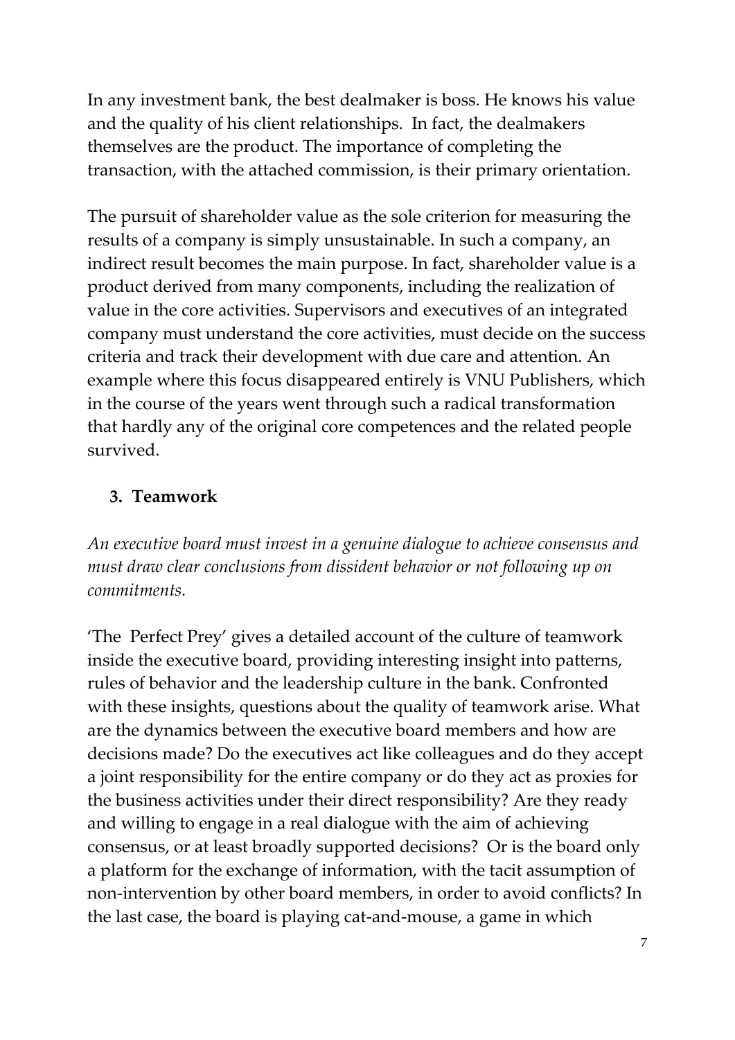In any investment bank, the best dealmaker is boss. He knows his value and the quality of his client relationships. In fact, the dealmakers themselves are the product. The importance of completing the transaction, with the attached commission, is their primary orientation.

The pursuit of shareholder value as the sole criterion for measuring the results of a company is simply unsustainable. In such a company, an indirect result becomes the main purpose. In fact, shareholder value is a product derived from many components, including the realization of value in the core activities. Supervisors and executives of an integrated company must understand the core activities, must decide on the success criteria and track their development with due care and attention. An example where this focus disappeared entirely is VNU Publishers, which in the course of the years went through such a radical transformation that hardly any of the original core competences and the related people survived.

### 3. Teamwork

*An executive board must invest in a genuine dialogue to achieve consensus and must draw clear conclusions from dissident behavior or not following up on commitments.*

'The Perfect Prey' gives a detailed account of the culture of teamwork inside the executive board, providing interesting insight into patterns, rules of behavior and the leadership culture in the bank. Confronted with these insights, questions about the quality of teamwork arise. What are the dynamics between the executive board members and how are decisions made? Do the executives act like colleagues and do they accept a joint responsibility for the entire company or do they act as proxies for the business activities under their direct responsibility? Are they ready and willing to engage in a real dialogue with the aim of achieving consensus, or at least broadly supported decisions? Or is the board only a platform for the exchange of information, with the tacit assumption of non-intervention by other board members, in order to avoid conflicts? In the last case, the board is playing cat-and-mouse, a game in which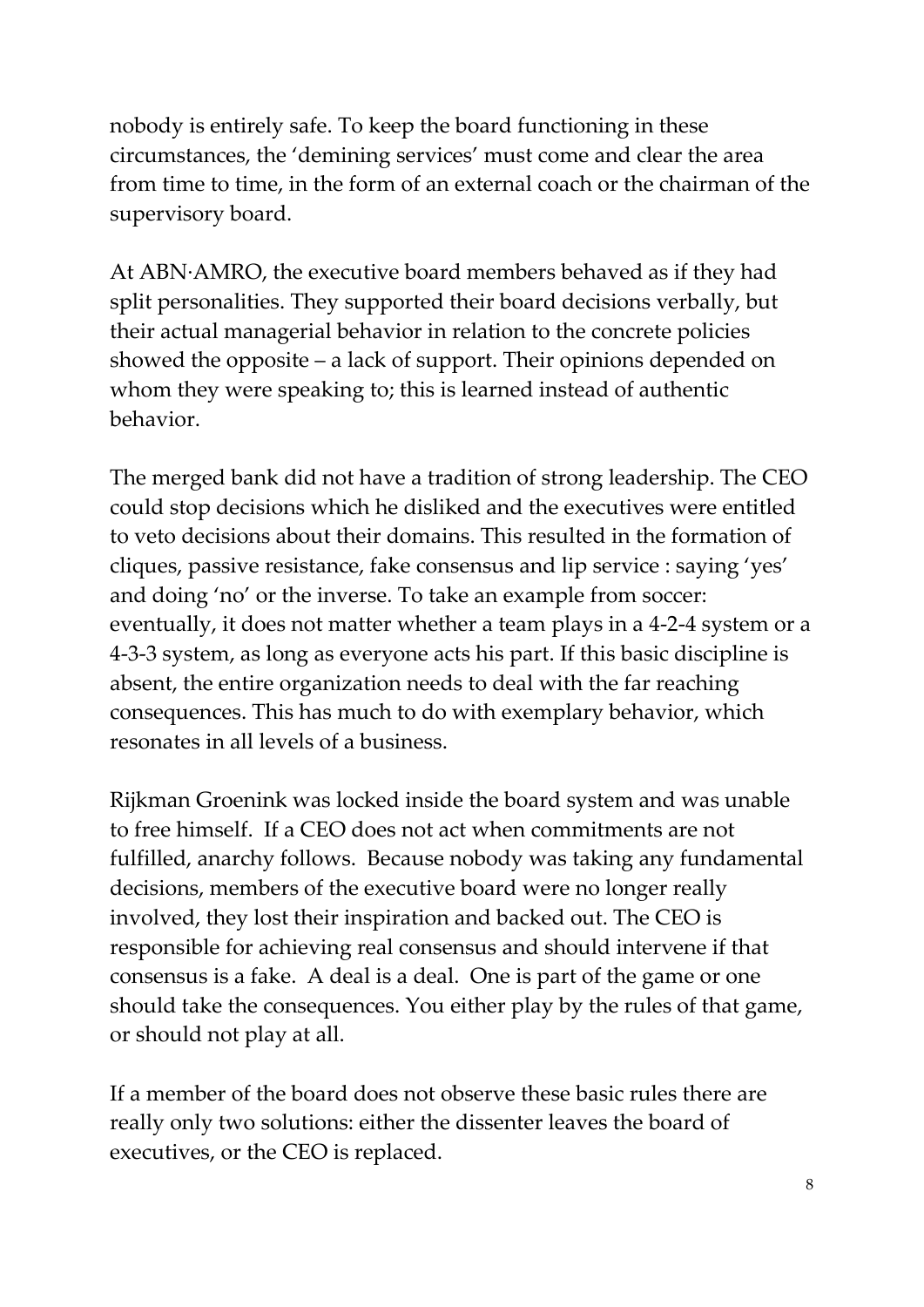nobody is entirely safe. To keep the board functioning in these circumstances, the 'demining services' must come and clear the area from time to time, in the form of an external coach or the chairman of the supervisory board.

At ABN·AMRO, the executive board members behaved as if they had split personalities. They supported their board decisions verbally, but their actual managerial behavior in relation to the concrete policies showed the opposite – a lack of support. Their opinions depended on whom they were speaking to; this is learned instead of authentic behavior.

The merged bank did not have a tradition of strong leadership. The CEO could stop decisions which he disliked and the executives were entitled to veto decisions about their domains. This resulted in the formation of cliques, passive resistance, fake consensus and lip service : saying 'yes' and doing 'no' or the inverse. To take an example from soccer: eventually, it does not matter whether a team plays in a 4-2-4 system or a 4-3-3 system, as long as everyone acts his part. If this basic discipline is absent, the entire organization needs to deal with the far reaching consequences. This has much to do with exemplary behavior, which resonates in all levels of a business.

Rijkman Groenink was locked inside the board system and was unable to free himself. If a CEO does not act when commitments are not fulfilled, anarchy follows. Because nobody was taking any fundamental decisions, members of the executive board were no longer really involved, they lost their inspiration and backed out. The CEO is responsible for achieving real consensus and should intervene if that consensus is a fake. A deal is a deal. One is part of the game or one should take the consequences. You either play by the rules of that game, or should not play at all.

If a member of the board does not observe these basic rules there are really only two solutions: either the dissenter leaves the board of executives, or the CEO is replaced.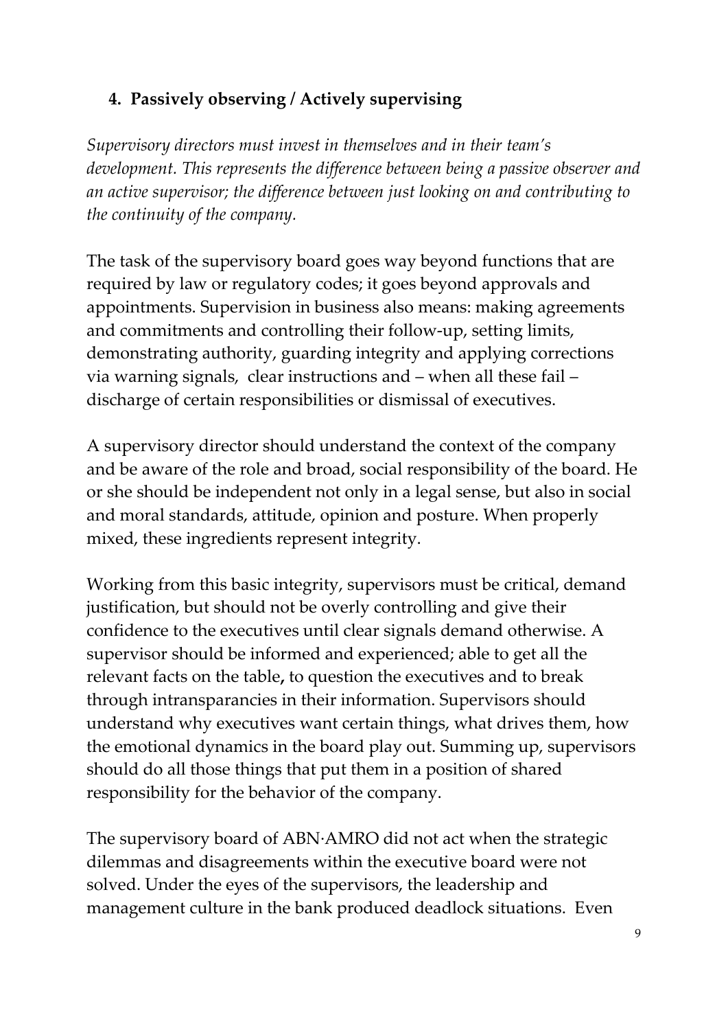## 4. Passively observing / Actively supervising

*Supervisory directors must invest in themselves and in their team's development. This represents the difference between being a passive observer and an active supervisor; the difference between just looking on and contributing to the continuity of the company.*

The task of the supervisory board goes way beyond functions that are required by law or regulatory codes; it goes beyond approvals and appointments. Supervision in business also means: making agreements and commitments and controlling their follow-up, setting limits, demonstrating authority, guarding integrity and applying corrections via warning signals, clear instructions and – when all these fail – discharge of certain responsibilities or dismissal of executives.

A supervisory director should understand the context of the company and be aware of the role and broad, social responsibility of the board. He or she should be independent not only in a legal sense, but also in social and moral standards, attitude, opinion and posture. When properly mixed, these ingredients represent integrity.

Working from this basic integrity, supervisors must be critical, demand justification, but should not be overly controlling and give their confidence to the executives until clear signals demand otherwise. A supervisor should be informed and experienced; able to get all the relevant facts on the table**,** to question the executives and to break through intransparancies in their information. Supervisors should understand why executives want certain things, what drives them, how the emotional dynamics in the board play out. Summing up, supervisors should do all those things that put them in a position of shared responsibility for the behavior of the company.

The supervisory board of ABN·AMRO did not act when the strategic dilemmas and disagreements within the executive board were not solved. Under the eyes of the supervisors, the leadership and management culture in the bank produced deadlock situations. Even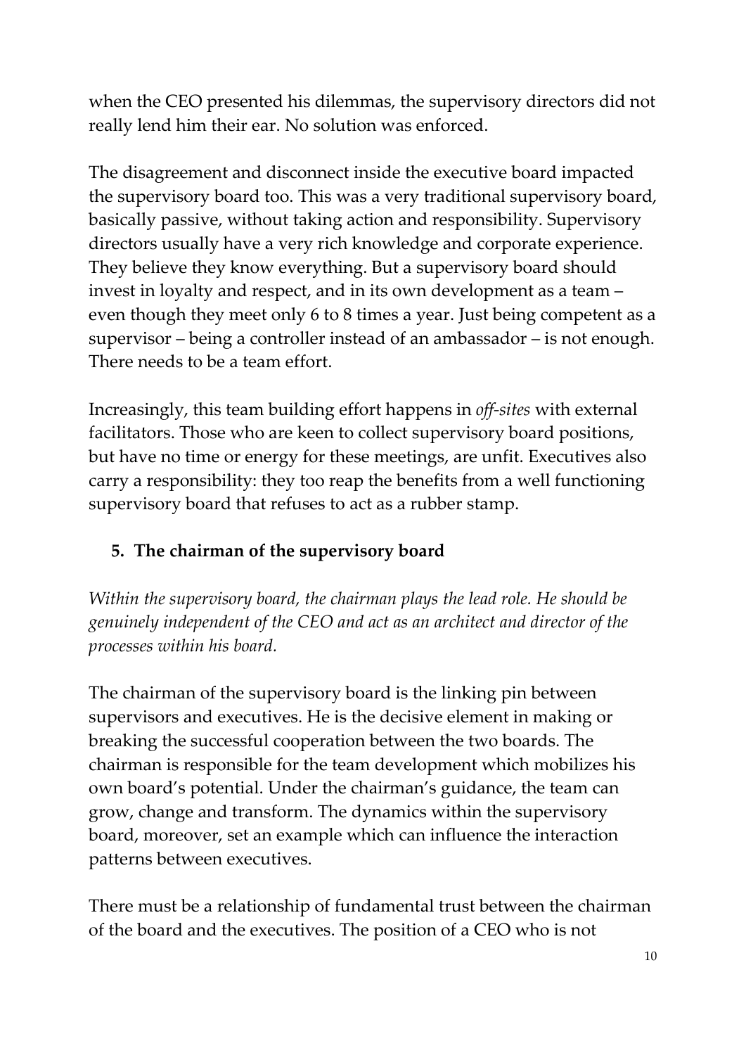when the CEO presented his dilemmas, the supervisory directors did not really lend him their ear. No solution was enforced.

The disagreement and disconnect inside the executive board impacted the supervisory board too. This was a very traditional supervisory board, basically passive, without taking action and responsibility. Supervisory directors usually have a very rich knowledge and corporate experience. They believe they know everything. But a supervisory board should invest in loyalty and respect, and in its own development as a team – even though they meet only 6 to 8 times a year. Just being competent as a supervisor – being a controller instead of an ambassador – is not enough. There needs to be a team effort.

Increasingly, this team building effort happens in *off-sites* with external facilitators. Those who are keen to collect supervisory board positions, but have no time or energy for these meetings, are unfit. Executives also carry a responsibility: they too reap the benefits from a well functioning supervisory board that refuses to act as a rubber stamp.

## 5. The chairman of the supervisory board

*Within the supervisory board, the chairman plays the lead role. He should be genuinely independent of the CEO and act as an architect and director of the processes within his board.*

The chairman of the supervisory board is the linking pin between supervisors and executives. He is the decisive element in making or breaking the successful cooperation between the two boards. The chairman is responsible for the team development which mobilizes his own board's potential. Under the chairman's guidance, the team can grow, change and transform. The dynamics within the supervisory board, moreover, set an example which can influence the interaction patterns between executives.

There must be a relationship of fundamental trust between the chairman of the board and the executives. The position of a CEO who is not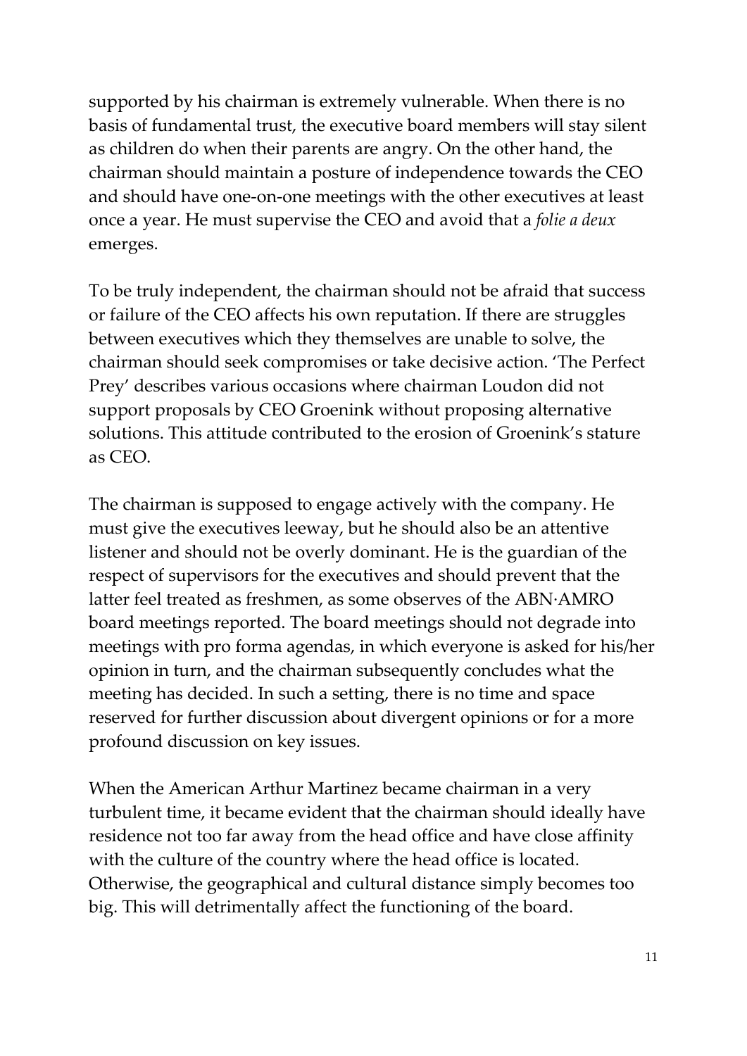supported by his chairman is extremely vulnerable. When there is no basis of fundamental trust, the executive board members will stay silent as children do when their parents are angry. On the other hand, the chairman should maintain a posture of independence towards the CEO and should have one-on-one meetings with the other executives at least once a year. He must supervise the CEO and avoid that a *folie a deux* emerges.

To be truly independent, the chairman should not be afraid that success or failure of the CEO affects his own reputation. If there are struggles between executives which they themselves are unable to solve, the chairman should seek compromises or take decisive action. 'The Perfect Prey' describes various occasions where chairman Loudon did not support proposals by CEO Groenink without proposing alternative solutions. This attitude contributed to the erosion of Groenink's stature as CEO.

The chairman is supposed to engage actively with the company. He must give the executives leeway, but he should also be an attentive listener and should not be overly dominant. He is the guardian of the respect of supervisors for the executives and should prevent that the latter feel treated as freshmen, as some observes of the ABN·AMRO board meetings reported. The board meetings should not degrade into meetings with pro forma agendas, in which everyone is asked for his/her opinion in turn, and the chairman subsequently concludes what the meeting has decided. In such a setting, there is no time and space reserved for further discussion about divergent opinions or for a more profound discussion on key issues.

When the American Arthur Martinez became chairman in a very turbulent time, it became evident that the chairman should ideally have residence not too far away from the head office and have close affinity with the culture of the country where the head office is located. Otherwise, the geographical and cultural distance simply becomes too big. This will detrimentally affect the functioning of the board.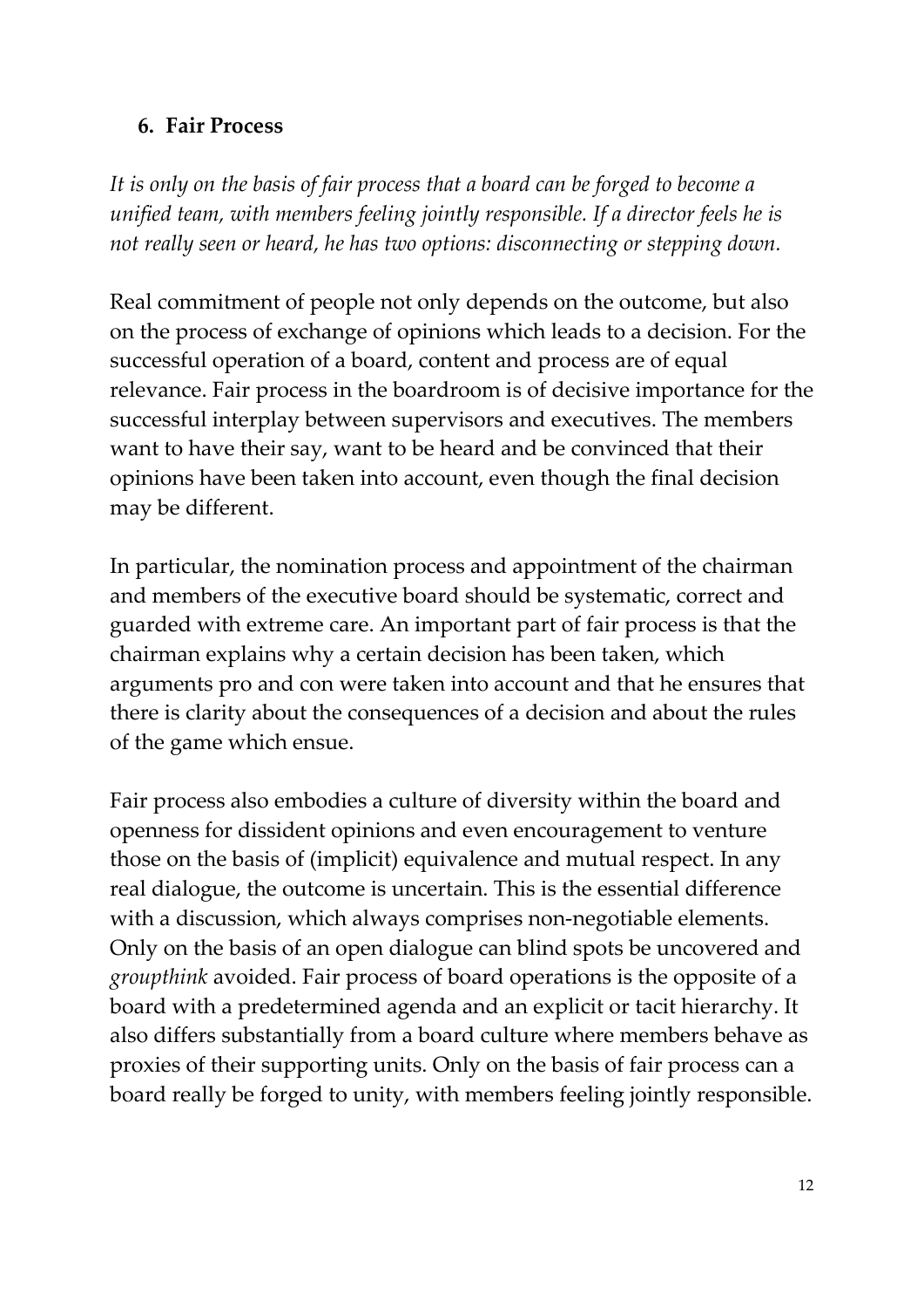## 6. Fair Process

*It is only on the basis of fair process that a board can be forged to become a unified team, with members feeling jointly responsible. If a director feels he is not really seen or heard, he has two options: disconnecting or stepping down.*

Real commitment of people not only depends on the outcome, but also on the process of exchange of opinions which leads to a decision. For the successful operation of a board, content and process are of equal relevance. Fair process in the boardroom is of decisive importance for the successful interplay between supervisors and executives. The members want to have their say, want to be heard and be convinced that their opinions have been taken into account, even though the final decision may be different.

In particular, the nomination process and appointment of the chairman and members of the executive board should be systematic, correct and guarded with extreme care. An important part of fair process is that the chairman explains why a certain decision has been taken, which arguments pro and con were taken into account and that he ensures that there is clarity about the consequences of a decision and about the rules of the game which ensue.

Fair process also embodies a culture of diversity within the board and openness for dissident opinions and even encouragement to venture those on the basis of (implicit) equivalence and mutual respect. In any real dialogue, the outcome is uncertain. This is the essential difference with a discussion, which always comprises non-negotiable elements. Only on the basis of an open dialogue can blind spots be uncovered and *groupthink* avoided. Fair process of board operations is the opposite of a board with a predetermined agenda and an explicit or tacit hierarchy. It also differs substantially from a board culture where members behave as proxies of their supporting units. Only on the basis of fair process can a board really be forged to unity, with members feeling jointly responsible.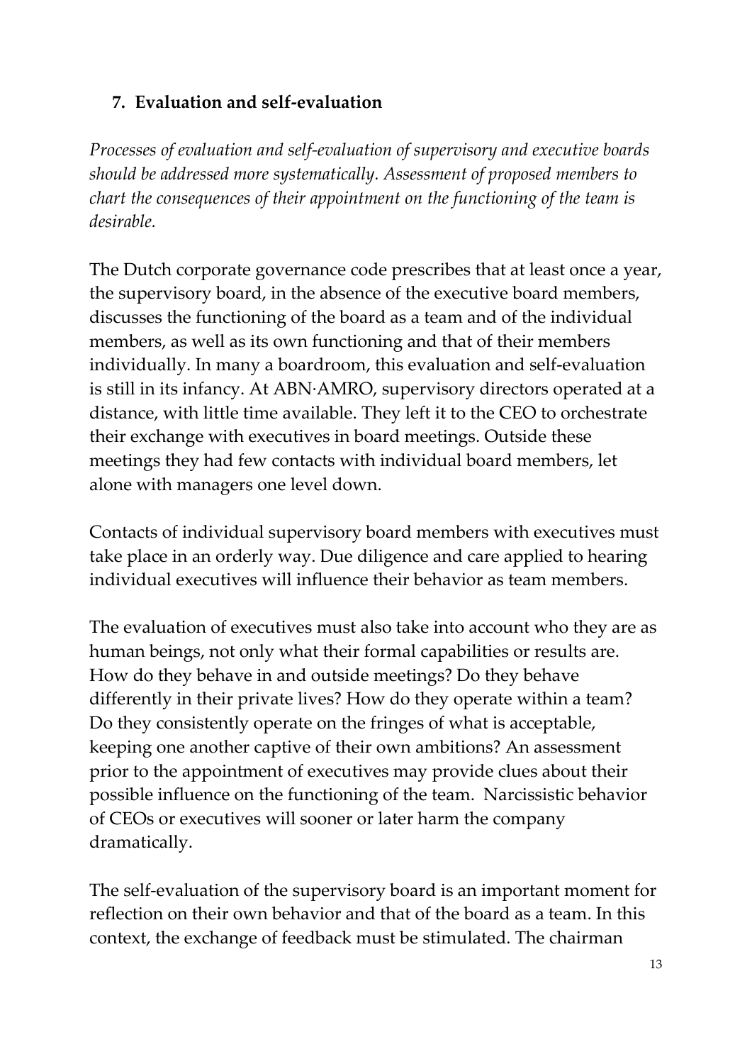## 7. Evaluation and self-evaluation

*Processes of evaluation and self-evaluation of supervisory and executive boards should be addressed more systematically. Assessment of proposed members to chart the consequences of their appointment on the functioning of the team is desirable.*

The Dutch corporate governance code prescribes that at least once a year, the supervisory board, in the absence of the executive board members, discusses the functioning of the board as a team and of the individual members, as well as its own functioning and that of their members individually. In many a boardroom, this evaluation and self-evaluation is still in its infancy. At ABN·AMRO, supervisory directors operated at a distance, with little time available. They left it to the CEO to orchestrate their exchange with executives in board meetings. Outside these meetings they had few contacts with individual board members, let alone with managers one level down.

Contacts of individual supervisory board members with executives must take place in an orderly way. Due diligence and care applied to hearing individual executives will influence their behavior as team members.

The evaluation of executives must also take into account who they are as human beings, not only what their formal capabilities or results are. How do they behave in and outside meetings? Do they behave differently in their private lives? How do they operate within a team? Do they consistently operate on the fringes of what is acceptable, keeping one another captive of their own ambitions? An assessment prior to the appointment of executives may provide clues about their possible influence on the functioning of the team. Narcissistic behavior of CEOs or executives will sooner or later harm the company dramatically.

The self-evaluation of the supervisory board is an important moment for reflection on their own behavior and that of the board as a team. In this context, the exchange of feedback must be stimulated. The chairman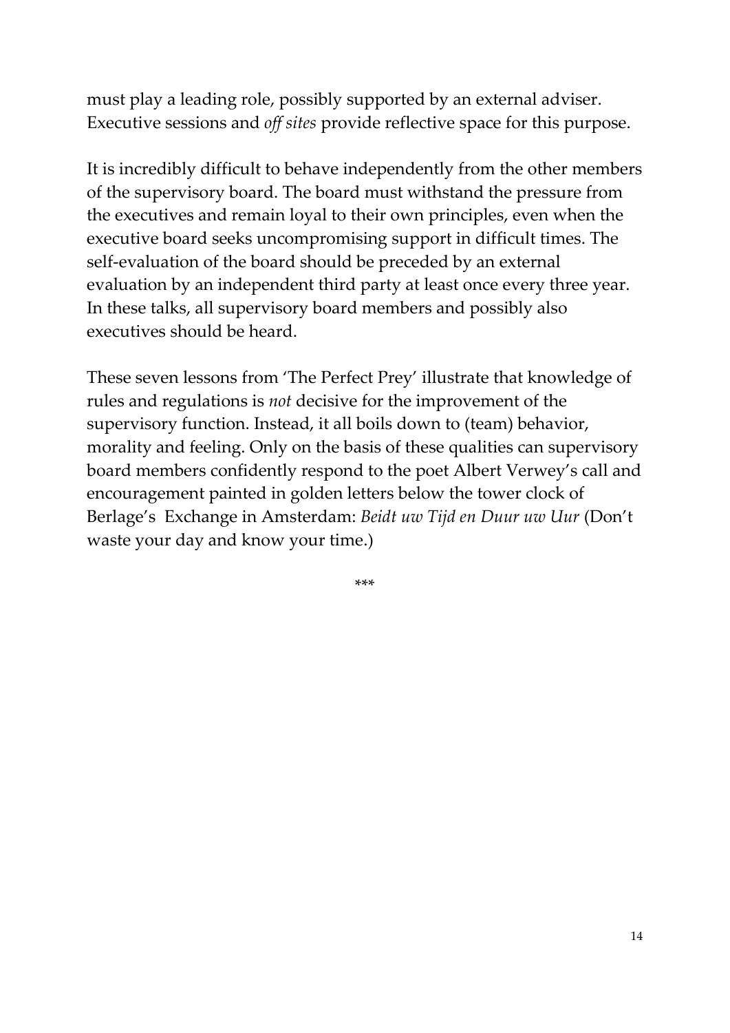must play a leading role, possibly supported by an external adviser. Executive sessions and *off sites* provide reflective space for this purpose.

It is incredibly difficult to behave independently from the other members of the supervisory board. The board must withstand the pressure from the executives and remain loyal to their own principles, even when the executive board seeks uncompromising support in difficult times. The self-evaluation of the board should be preceded by an external evaluation by an independent third party at least once every three year. In these talks, all supervisory board members and possibly also executives should be heard.

These seven lessons from 'The Perfect Prey' illustrate that knowledge of rules and regulations is *not* decisive for the improvement of the supervisory function. Instead, it all boils down to (team) behavior, morality and feeling. Only on the basis of these qualities can supervisory board members confidently respond to the poet Albert Verwey's call and encouragement painted in golden letters below the tower clock of Berlage's Exchange in Amsterdam: *Beidt uw Tijd en Duur uw Uur* (Don't waste your day and know your time.)

***